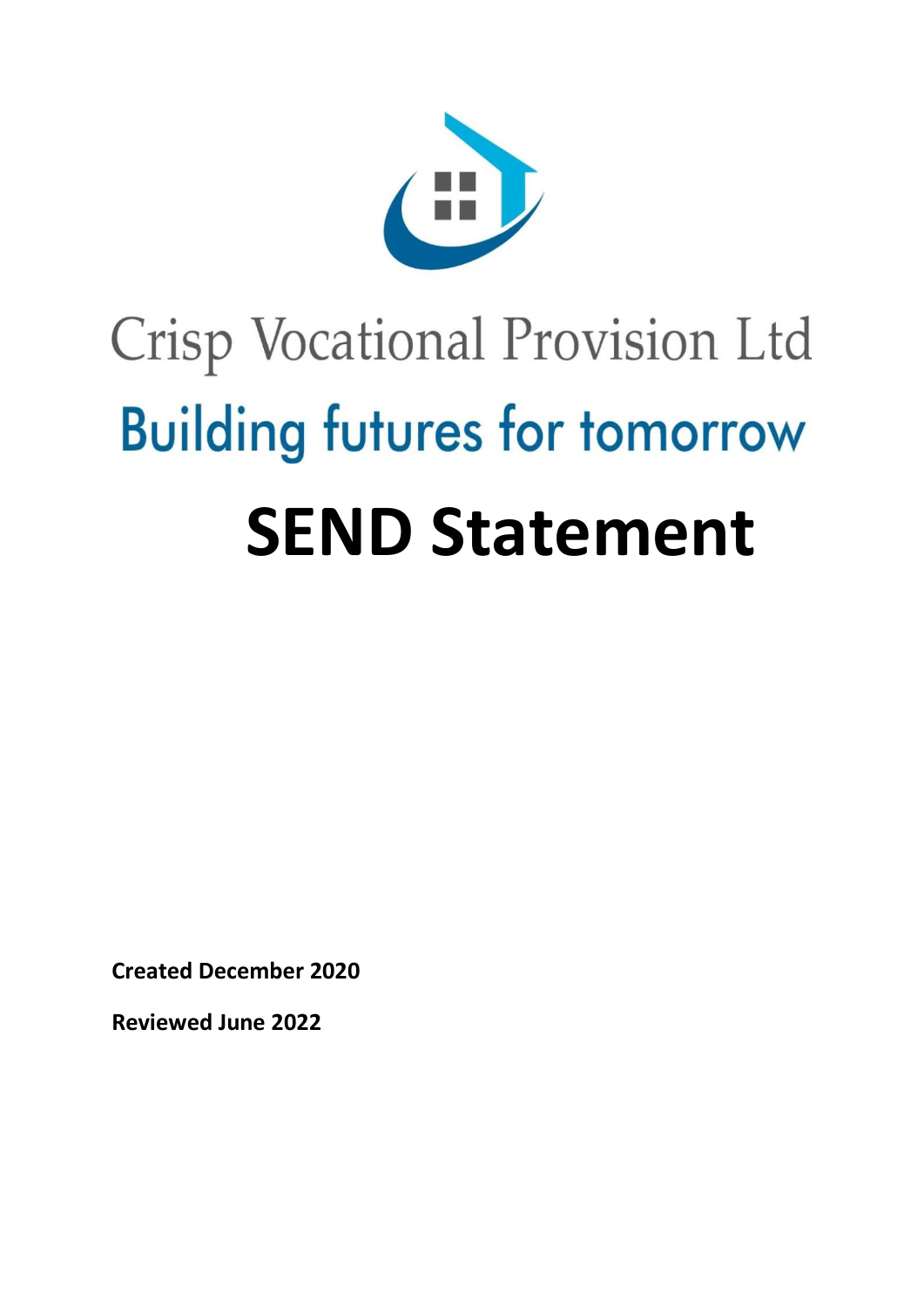Crisp Vocational Provision Ltd

Building futures for tomorrow

# SEND Statement

**Created December 2020**

**Reviewed June 2022**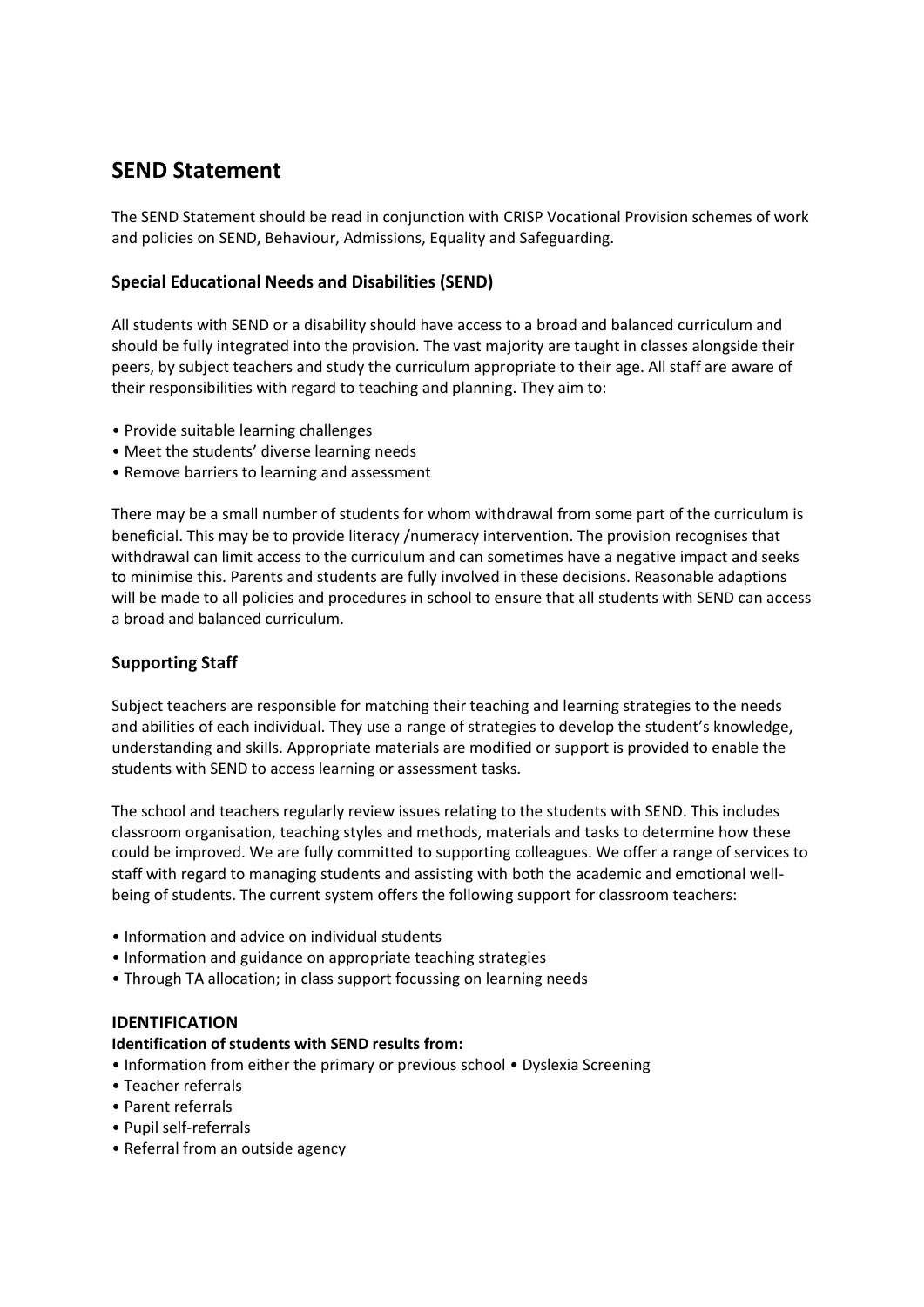## SEND Statement

The SEND Statement should be read in conjunction with CRISP Vocational Provision schemes of work and policies on SEND, Behaviour, Admissions, Equality and Safeguarding.

### Special Educational Needs and Disabilities (SEND)

All students with SEND or a disability should have access to a broad and balanced curriculum and should be fully integrated into the provision. The vast majority are taught in classes alongside their peers, by subject teachers and study the curriculum appropriate to their age. All staff are aware of their responsibilities with regard to teaching and planning. They aim to:

- Provide suitable learning challenges
- Meet the students' diverse learning needs
- Remove barriers to learning and assessment

There may be a small number of students for whom withdrawal from some part of the curriculum is beneficial. This may be to provide literacy /numeracy intervention. The provision recognises that withdrawal can limit access to the curriculum and can sometimes have a negative impact and seeks to minimise this. Parents and students are fully involved in these decisions. Reasonable adaptions will be made to all policies and procedures in school to ensure that all students with SEND can access a broad and balanced curriculum.

### Supporting Staff

Subject teachers are responsible for matching their teaching and learning strategies to the needs and abilities of each individual. They use a range of strategies to develop the student's knowledge, understanding and skills. Appropriate materials are modified or support is provided to enable the students with SEND to access learning or assessment tasks.

The school and teachers regularly review issues relating to the students with SEND. This includes classroom organisation, teaching styles and methods, materials and tasks to determine how these could be improved. We are fully committed to supporting colleagues. We offer a range of services to staff with regard to managing students and assisting with both the academic and emotional well-being of students. The current system offers the following support for classroom teachers:

- Information and advice on individual students
- Information and guidance on appropriate teaching strategies
- Through TA allocation; in class support focussing on learning needs

### IDENTIFICATION

**Identification of students with SEND results from:**

- Information from either the primary or previous school • Dyslexia Screening
- Teacher referrals
- Parent referrals
- Pupil self-referrals
- Referral from an outside agency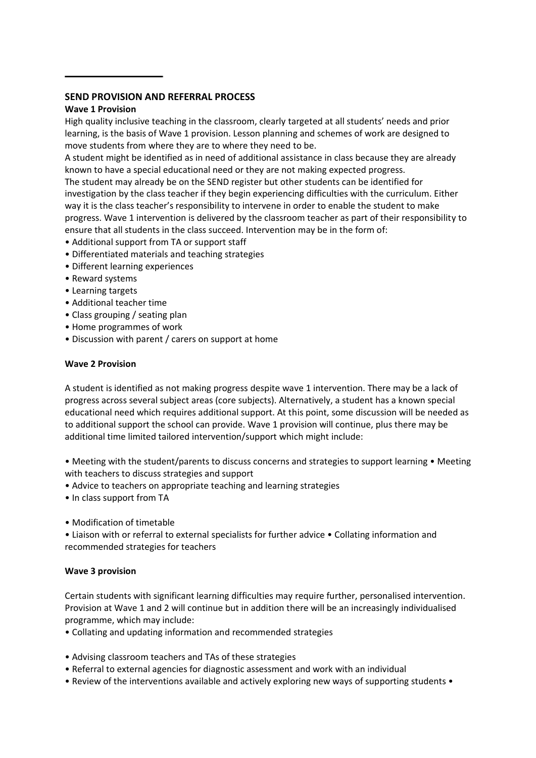## SEND PROVISION AND REFERRAL PROCESS

**Wave 1 Provision**

High quality inclusive teaching in the classroom, clearly targeted at all students' needs and prior learning, is the basis of Wave 1 provision. Lesson planning and schemes of work are designed to move students from where they are to where they need to be.

A student might be identified as in need of additional assistance in class because they are already known to have a special educational need or they are not making expected progress.

The student may already be on the SEND register but other students can be identified for investigation by the class teacher if they begin experiencing difficulties with the curriculum. Either way it is the class teacher's responsibility to intervene in order to enable the student to make progress. Wave 1 intervention is delivered by the classroom teacher as part of their responsibility to ensure that all students in the class succeed. Intervention may be in the form of:

- Additional support from TA or support staff
- Differentiated materials and teaching strategies
- Different learning experiences
- Reward systems
- Learning targets
- Additional teacher time
- Class grouping / seating plan
- Home programmes of work
- Discussion with parent / carers on support at home

**Wave 2 Provision**

A student is identified as not making progress despite wave 1 intervention. There may be a lack of progress across several subject areas (core subjects). Alternatively, a student has a known special educational need which requires additional support. At this point, some discussion will be needed as to additional support the school can provide. Wave 1 provision will continue, plus there may be additional time limited tailored intervention/support which might include:

- Meeting with the student/parents to discuss concerns and strategies to support learning
- Meeting with teachers to discuss strategies and support
- Advice to teachers on appropriate teaching and learning strategies
- In class support from TA
- Modification of timetable
- Liaison with or referral to external specialists for further advice
- Collating information and recommended strategies for teachers

**Wave 3 provision**

Certain students with significant learning difficulties may require further, personalised intervention. Provision at Wave 1 and 2 will continue but in addition there will be an increasingly individualised programme, which may include:

- Collating and updating information and recommended strategies
- Advising classroom teachers and TAs of these strategies
- Referral to external agencies for diagnostic assessment and work with an individual
- Review of the interventions available and actively exploring new ways of supporting students •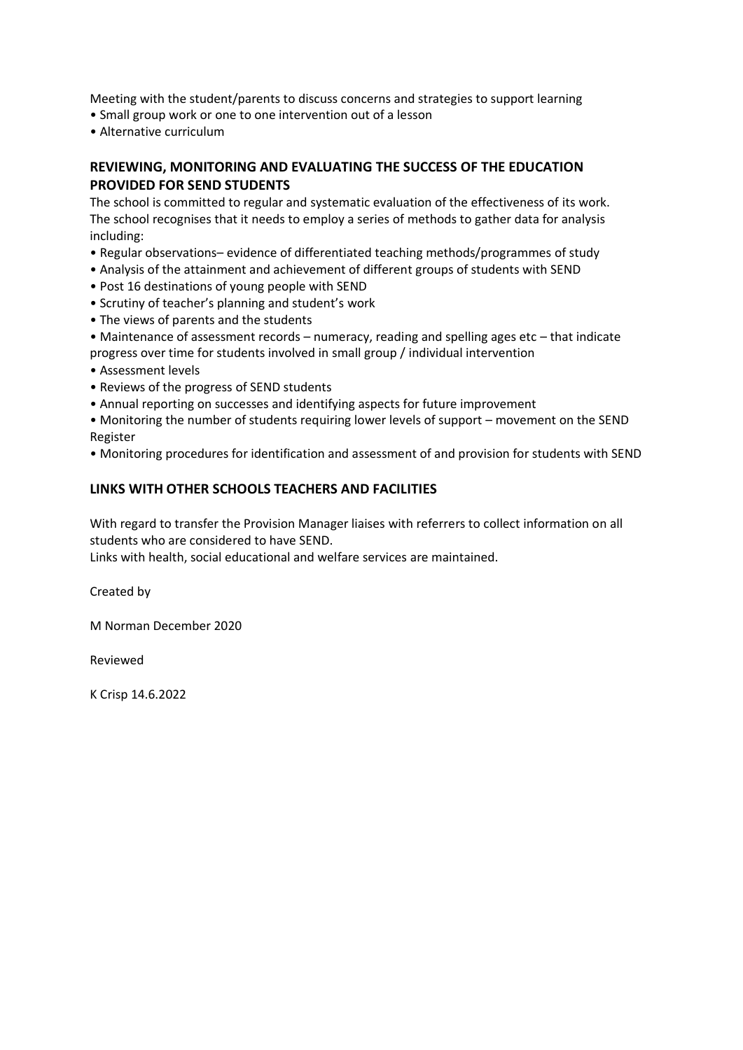Meeting with the student/parents to discuss concerns and strategies to support learning

- Small group work or one to one intervention out of a lesson
- Alternative curriculum

## REVIEWING, MONITORING AND EVALUATING THE SUCCESS OF THE EDUCATION PROVIDED FOR SEND STUDENTS

The school is committed to regular and systematic evaluation of the effectiveness of its work. The school recognises that it needs to employ a series of methods to gather data for analysis including:

- Regular observations– evidence of differentiated teaching methods/programmes of study
- Analysis of the attainment and achievement of different groups of students with SEND
- Post 16 destinations of young people with SEND
- Scrutiny of teacher's planning and student's work
- The views of parents and the students
- Maintenance of assessment records – numeracy, reading and spelling ages etc – that indicate progress over time for students involved in small group / individual intervention
- Assessment levels
- Reviews of the progress of SEND students
- Annual reporting on successes and identifying aspects for future improvement
- Monitoring the number of students requiring lower levels of support – movement on the SEND Register
- Monitoring procedures for identification and assessment of and provision for students with SEND

## LINKS WITH OTHER SCHOOLS TEACHERS AND FACILITIES

With regard to transfer the Provision Manager liaises with referrers to collect information on all students who are considered to have SEND.
Links with health, social educational and welfare services are maintained.

Created by

M Norman December 2020

Reviewed

K Crisp 14.6.2022